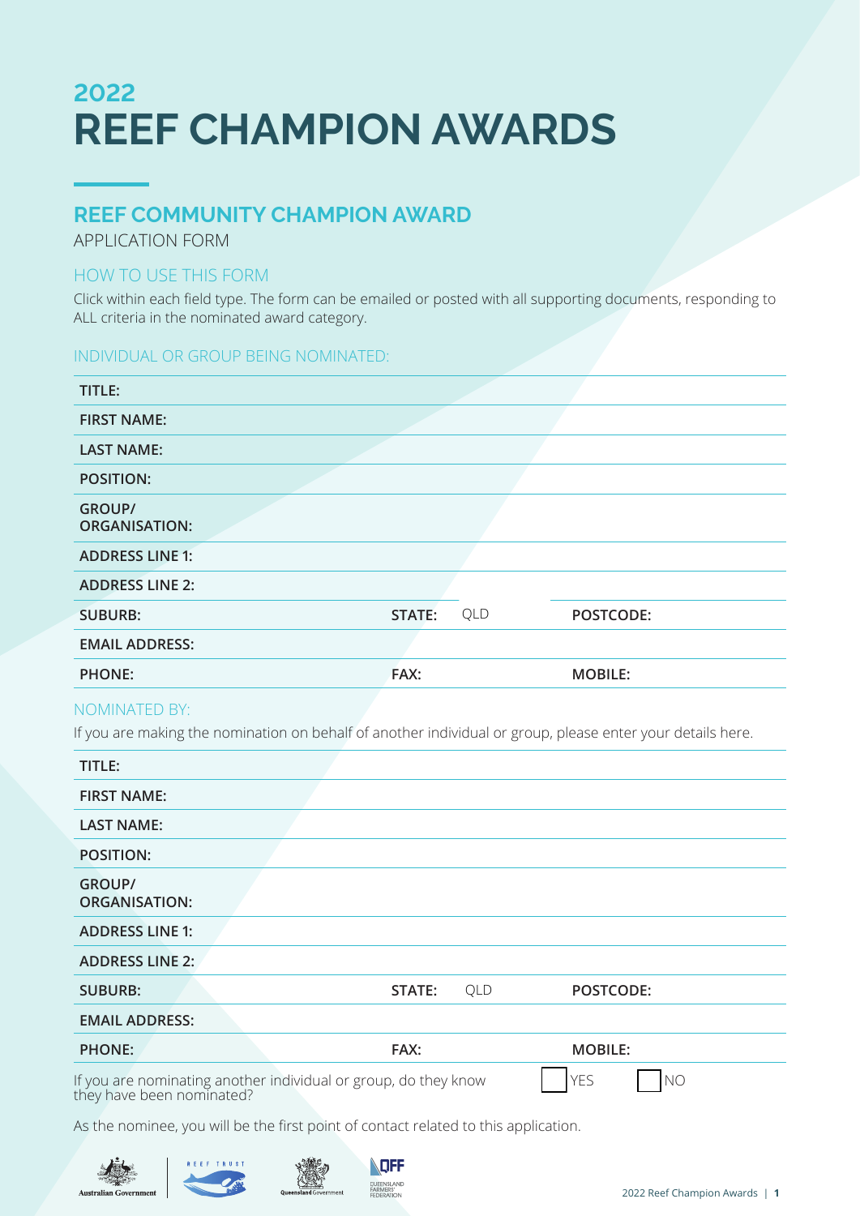# 2022
# REEF CHAMPION AWARDS

## REEF COMMUNITY CHAMPION AWARD

APPLICATION FORM

### HOW TO USE THIS FORM

Click within each field type. The form can be emailed or posted with all supporting documents, responding to ALL criteria in the nominated award category.

### INDIVIDUAL OR GROUP BEING NOMINATED:

| | | | | | |
|---|---|---|---|---|---|
| **TITLE:** | | | | | |
| **FIRST NAME:** | | | | | |
| **LAST NAME:** | | | | | |
| **POSITION:** | | | | | |
| **GROUP/ ORGANISATION:** | | | | | |
| **ADDRESS LINE 1:** | | | | | |
| **ADDRESS LINE 2:** | | | | | |
| **SUBURB:** | | **STATE:** | QLD | **POSTCODE:** | |
| **EMAIL ADDRESS:** | | | | | |
| **PHONE:** | | **FAX:** | | **MOBILE:** | |

### NOMINATED BY:

If you are making the nomination on behalf of another individual or group, please enter your details here.

| | | | | | |
|---|---|---|---|---|---|
| **TITLE:** | | | | | |
| **FIRST NAME:** | | | | | |
| **LAST NAME:** | | | | | |
| **POSITION:** | | | | | |
| **GROUP/ ORGANISATION:** | | | | | |
| **ADDRESS LINE 1:** | | | | | |
| **ADDRESS LINE 2:** | | | | | |
| **SUBURB:** | | **STATE:** | QLD | **POSTCODE:** | |
| **EMAIL ADDRESS:** | | | | | |
| **PHONE:** | | **FAX:** | | **MOBILE:** | |

If you are nominating another individual or group, do they know they have been nominated? ☐ YES ☐ NO

As the nominee, you will be the first point of contact related to this application.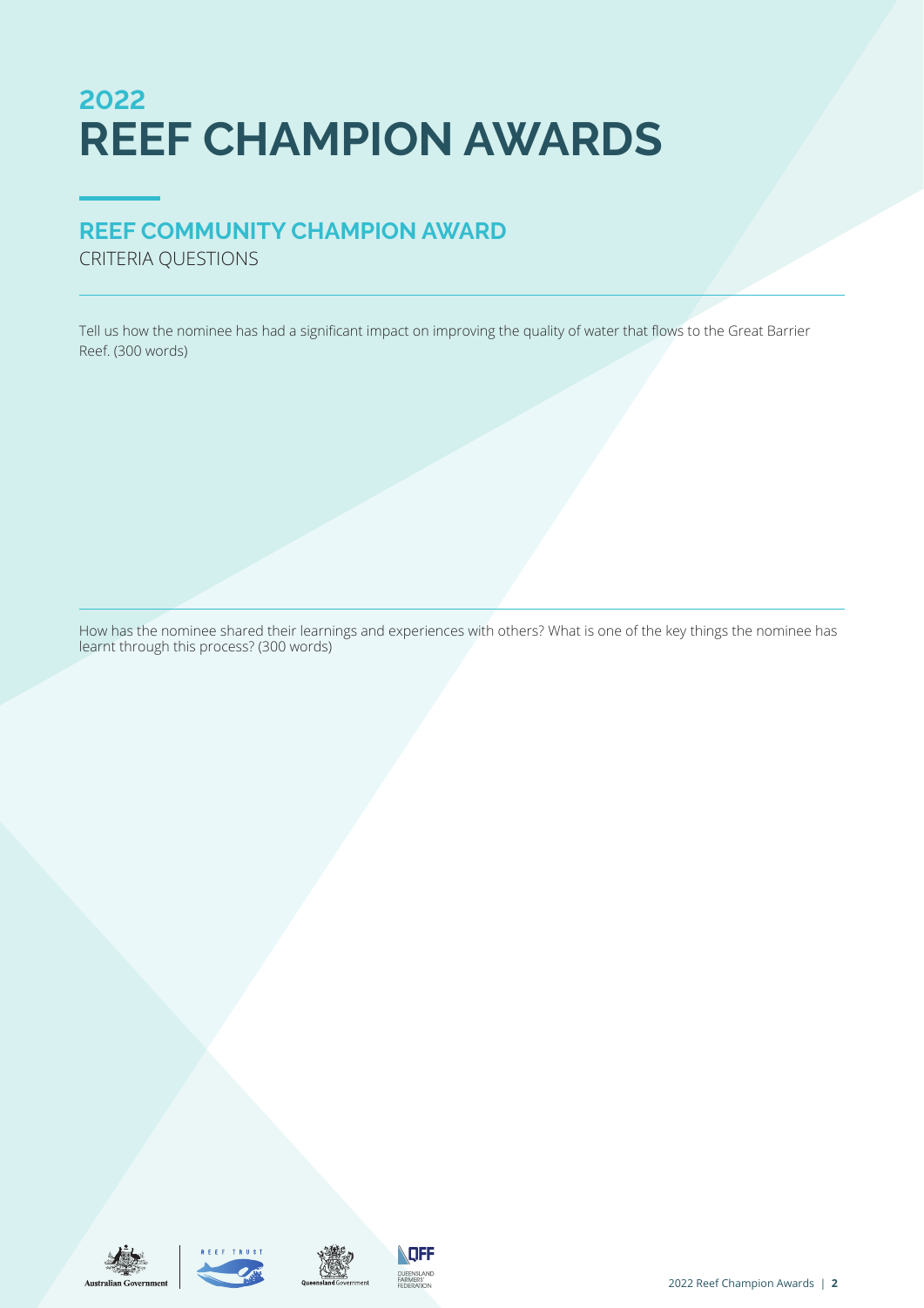# 2022 REEF CHAMPION AWARDS

## REEF COMMUNITY CHAMPION AWARD

CRITERIA QUESTIONS

Tell us how the nominee has had a significant impact on improving the quality of water that flows to the Great Barrier Reef. (300 words)

How has the nominee shared their learnings and experiences with others? What is one of the key things the nominee has learnt through this process? (300 words)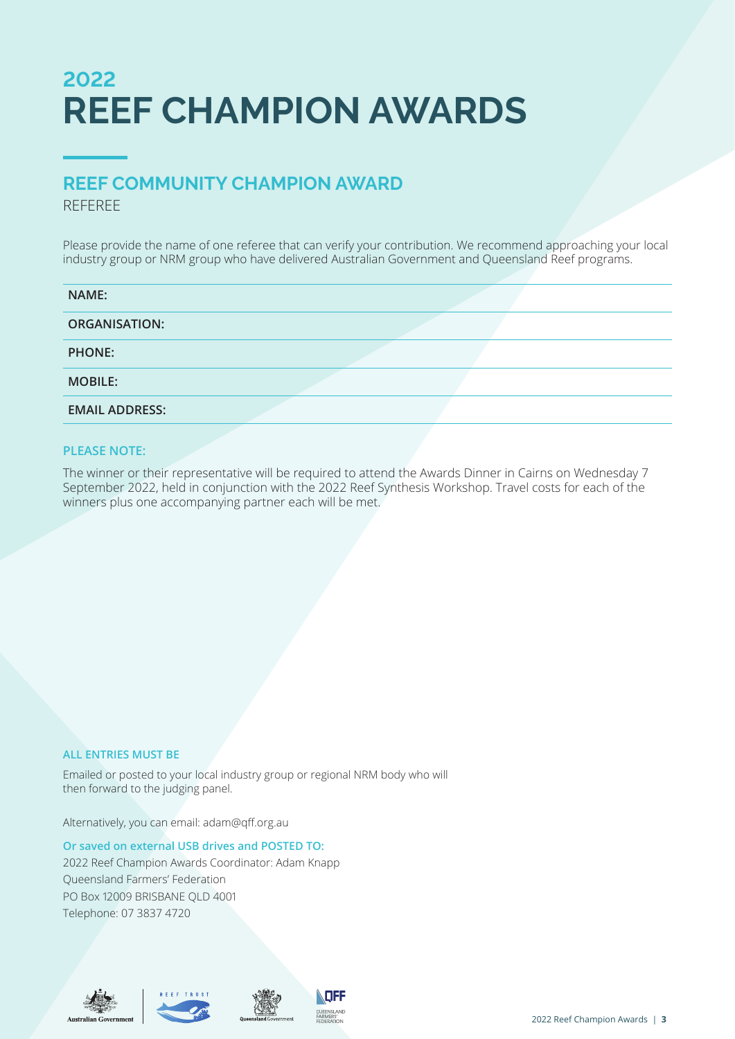# 2022
# REEF CHAMPION AWARDS

## REEF COMMUNITY CHAMPION AWARD

REFEREE

Please provide the name of one referee that can verify your contribution. We recommend approaching your local industry group or NRM group who have delivered Australian Government and Queensland Reef programs.

**NAME:**

**ORGANISATION:**

**PHONE:**

**MOBILE:**

**EMAIL ADDRESS:**

**PLEASE NOTE:**

The winner or their representative will be required to attend the Awards Dinner in Cairns on Wednesday 7 September 2022, held in conjunction with the 2022 Reef Synthesis Workshop. Travel costs for each of the winners plus one accompanying partner each will be met.

**ALL ENTRIES MUST BE**

Emailed or posted to your local industry group or regional NRM body who will then forward to the judging panel.

Alternatively, you can email: adam@qff.org.au

**Or saved on external USB drives and POSTED TO:**

2022 Reef Champion Awards Coordinator: Adam Knapp
Queensland Farmers' Federation
PO Box 12009 BRISBANE QLD 4001
Telephone: 07 3837 4720

Australian Government | REEF TRUST | Queensland Government | QFF QUEENSLAND FARMERS' FEDERATION